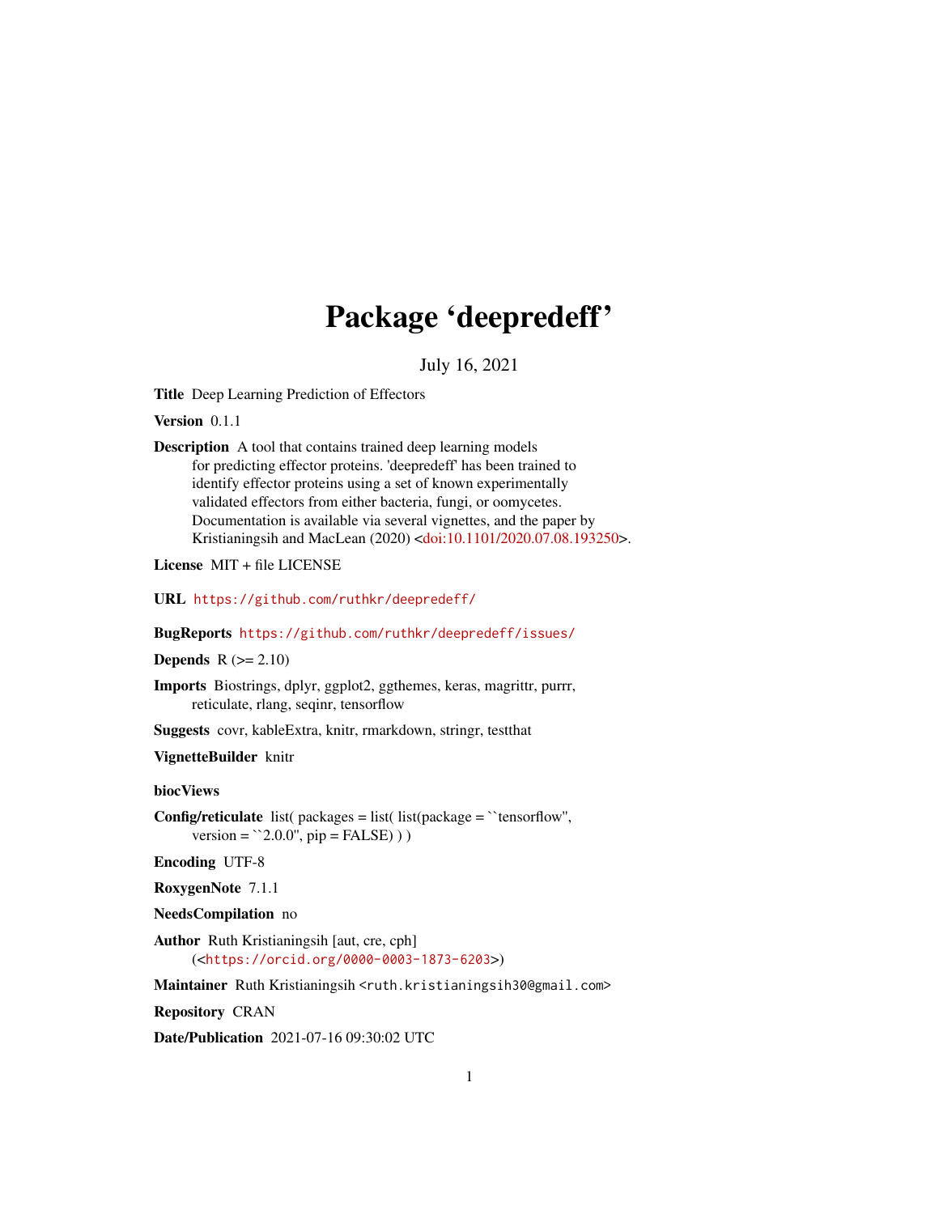# Package 'deepredeff'

July 16, 2021

**Title** Deep Learning Prediction of Effectors

**Version** 0.1.1

**Description** A tool that contains trained deep learning models for predicting effector proteins. 'deepredeff' has been trained to identify effector proteins using a set of known experimentally validated effectors from either bacteria, fungi, or oomycetes. Documentation is available via several vignettes, and the paper by Kristianingsih and MacLean (2020) <doi:10.1101/2020.07.08.193250>.

**License** MIT + file LICENSE

**URL** https://github.com/ruthkr/deepredeff/

**BugReports** https://github.com/ruthkr/deepredeff/issues/

**Depends** R (>= 2.10)

**Imports** Biostrings, dplyr, ggplot2, ggthemes, keras, magrittr, purrr, reticulate, rlang, seqinr, tensorflow

**Suggests** covr, kableExtra, knitr, rmarkdown, stringr, testthat

**VignetteBuilder** knitr

**biocViews**

**Config/reticulate** list( packages = list( list(package = ``tensorflow'', version = ``2.0.0'', pip = FALSE) ) )

**Encoding** UTF-8

**RoxygenNote** 7.1.1

**NeedsCompilation** no

**Author** Ruth Kristianingsih [aut, cre, cph] (<https://orcid.org/0000-0003-1873-6203>)

**Maintainer** Ruth Kristianingsih <ruth.kristianingsih30@gmail.com>

**Repository** CRAN

**Date/Publication** 2021-07-16 09:30:02 UTC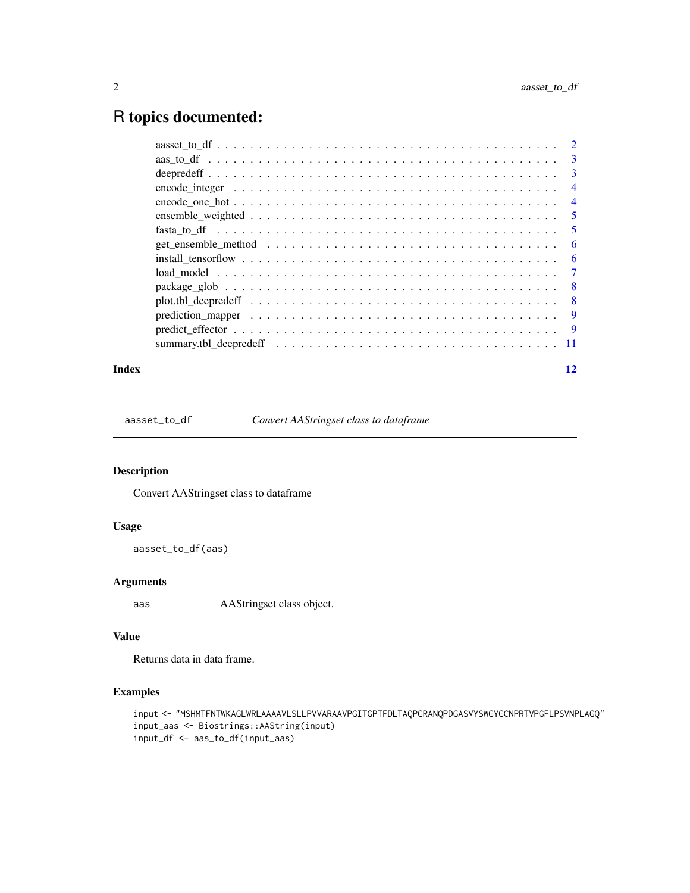# R topics documented:

| | |
|---|---|
| aasset_to_df | 2 |
| aas_to_df | 3 |
| deepredeff | 3 |
| encode_integer | 4 |
| encode_one_hot | 4 |
| ensemble_weighted | 5 |
| fasta_to_df | 5 |
| get_ensemble_method | 6 |
| install_tensorflow | 6 |
| load_model | 7 |
| package_glob | 8 |
| plot.tbl_deepredeff | 8 |
| prediction_mapper | 9 |
| predict_effector | 9 |
| summary.tbl_deepredeff | 11 |
| **Index** | **12** |

---

`aasset_to_df` *Convert AAStringset class to dataframe*

---

### Description

Convert AAStringset class to dataframe

### Usage

```
aasset_to_df(aas)
```

### Arguments

`aas` AAStringset class object.

### Value

Returns data in data frame.

### Examples

```
input <- "MSHMTFNTWKAGLWRLAAAAVLSLLPVVARAAVPGITGPTFDLTAQPGRANQPDGASVYSWGYGCNPRTVPGFLPSVNPLAGQ"
input_aas <- Biostrings::AAString(input)
input_df <- aas_to_df(input_aas)
```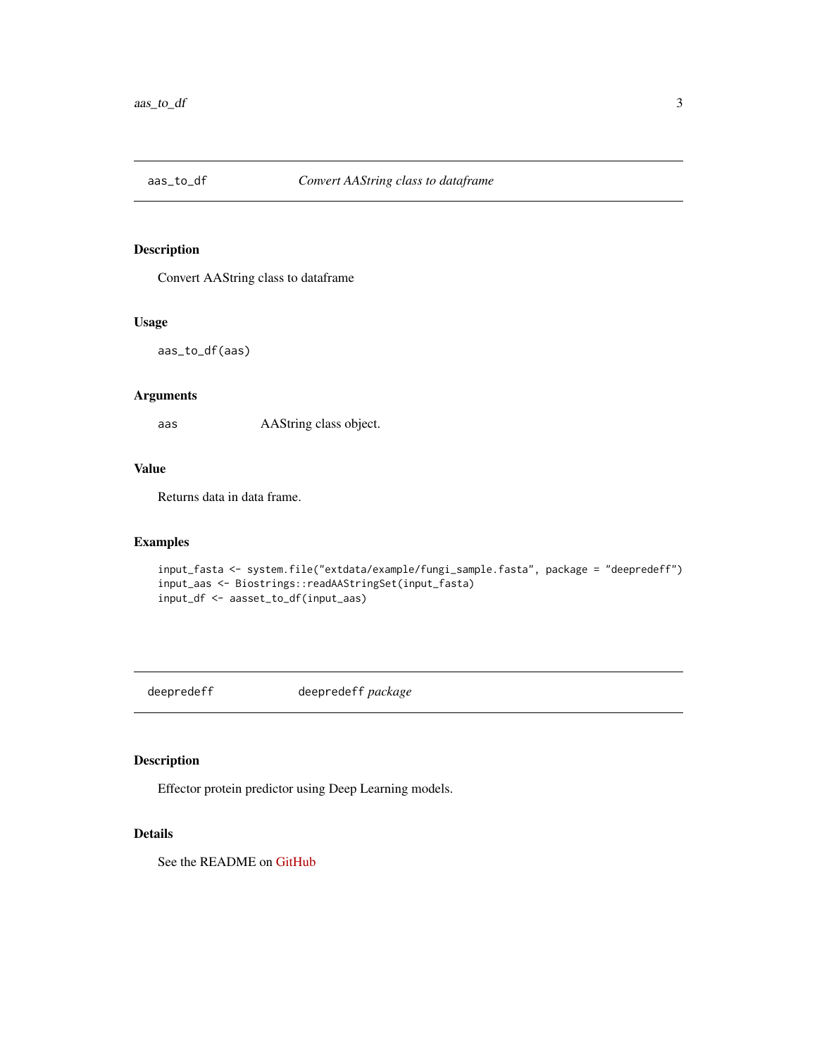## aas_to_df *Convert AAString class to dataframe*

### Description

Convert AAString class to dataframe

### Usage

```
aas_to_df(aas)
```

### Arguments

| | |
|---|---|
| aas | AAString class object. |

### Value

Returns data in data frame.

### Examples

```
input_fasta <- system.file("extdata/example/fungi_sample.fasta", package = "deepredeff")
input_aas <- Biostrings::readAAStringSet(input_fasta)
input_df <- aasset_to_df(input_aas)
```

## deepredeff *deepredeff package*

### Description

Effector protein predictor using Deep Learning models.

### Details

See the README on GitHub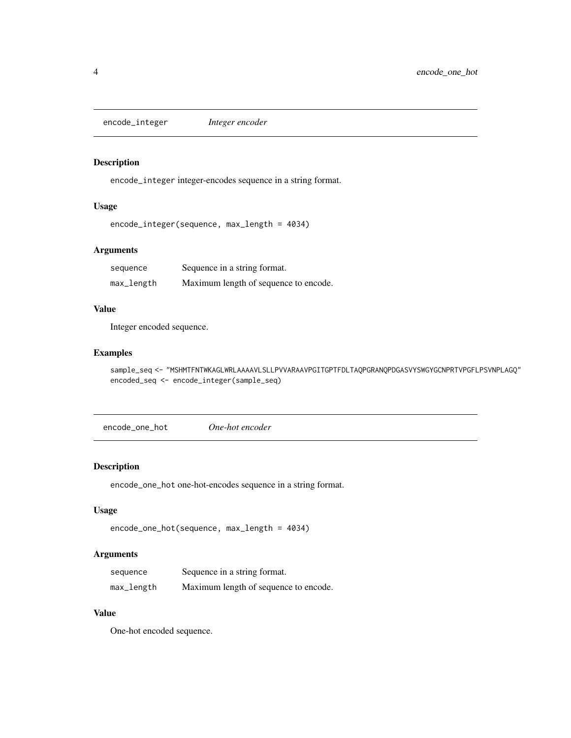## encode_integer *Integer encoder*

### Description

encode_integer integer-encodes sequence in a string format.

### Usage

```
encode_integer(sequence, max_length = 4034)
```

### Arguments

| | |
|---|---|
| sequence | Sequence in a string format. |
| max_length | Maximum length of sequence to encode. |

### Value

Integer encoded sequence.

### Examples

```
sample_seq <- "MSHMTFNTWKAGLWRLAAAAVLSLLPVVARAAVPGITGPTFDLTAQPGRANQPDGASVYSWGYGCNPRTVPGFLPSVNPLAGQ"
encoded_seq <- encode_integer(sample_seq)
```

## encode_one_hot *One-hot encoder*

### Description

encode_one_hot one-hot-encodes sequence in a string format.

### Usage

```
encode_one_hot(sequence, max_length = 4034)
```

### Arguments

| | |
|---|---|
| sequence | Sequence in a string format. |
| max_length | Maximum length of sequence to encode. |

### Value

One-hot encoded sequence.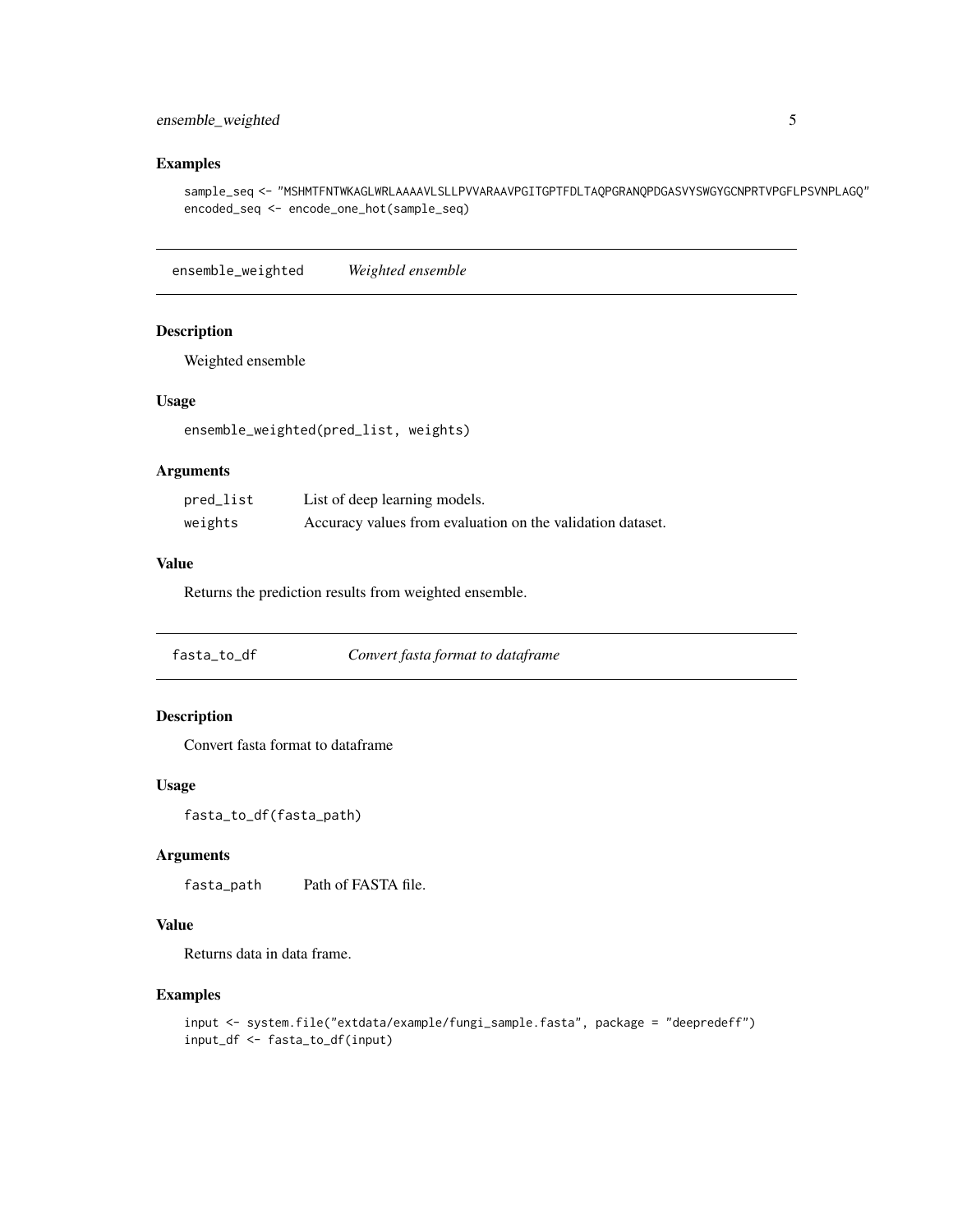## Examples

```
sample_seq <- "MSHMTFNTWKAGLWRLAAAAVLSLLPVVARAAVPGITGPTFDLTAQPGRANQPDGASVYSWGYGCNPRTVPGFLPSVNPLAGQ"
encoded_seq <- encode_one_hot(sample_seq)
```

---

`ensemble_weighted` *Weighted ensemble*

---

### Description

Weighted ensemble

### Usage

```
ensemble_weighted(pred_list, weights)
```

### Arguments

| | |
|---|---|
| `pred_list` | List of deep learning models. |
| `weights` | Accuracy values from evaluation on the validation dataset. |

### Value

Returns the prediction results from weighted ensemble.

---

`fasta_to_df` *Convert fasta format to dataframe*

---

### Description

Convert fasta format to dataframe

### Usage

```
fasta_to_df(fasta_path)
```

### Arguments

| | |
|---|---|
| `fasta_path` | Path of FASTA file. |

### Value

Returns data in data frame.

### Examples

```
input <- system.file("extdata/example/fungi_sample.fasta", package = "deepredeff")
input_df <- fasta_to_df(input)
```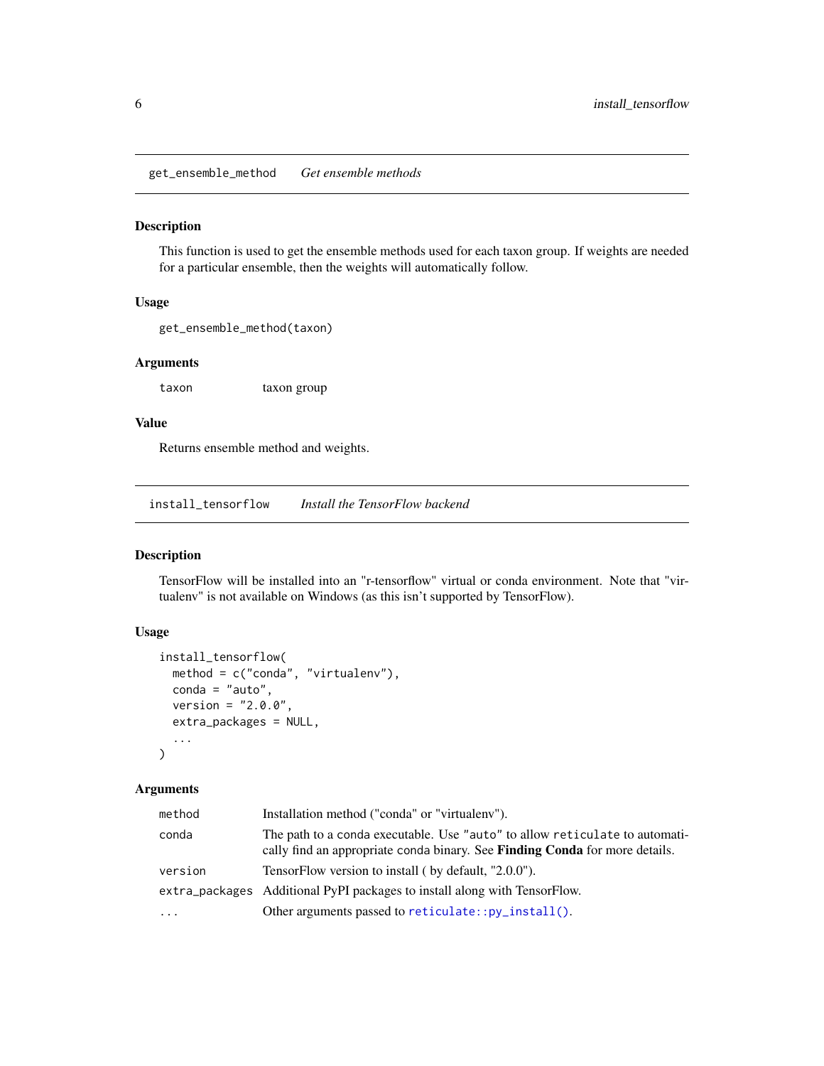## get_ensemble_method — *Get ensemble methods*

### Description

This function is used to get the ensemble methods used for each taxon group. If weights are needed for a particular ensemble, then the weights will automatically follow.

### Usage

```
get_ensemble_method(taxon)
```

### Arguments

| | |
|---|---|
| `taxon` | taxon group |

### Value

Returns ensemble method and weights.

## install_tensorflow — *Install the TensorFlow backend*

### Description

TensorFlow will be installed into an "r-tensorflow" virtual or conda environment. Note that "virtualenv" is not available on Windows (as this isn't supported by TensorFlow).

### Usage

```
install_tensorflow(
  method = c("conda", "virtualenv"),
  conda = "auto",
  version = "2.0.0",
  extra_packages = NULL,
  ...
)
```

### Arguments

| | |
|---|---|
| `method` | Installation method ("conda" or "virtualenv"). |
| `conda` | The path to a conda executable. Use `"auto"` to allow `reticulate` to automatically find an appropriate conda binary. See **Finding Conda** for more details. |
| `version` | TensorFlow version to install ( by default, "2.0.0"). |
| `extra_packages` | Additional PyPI packages to install along with TensorFlow. |
| `...` | Other arguments passed to `reticulate::py_install()`. |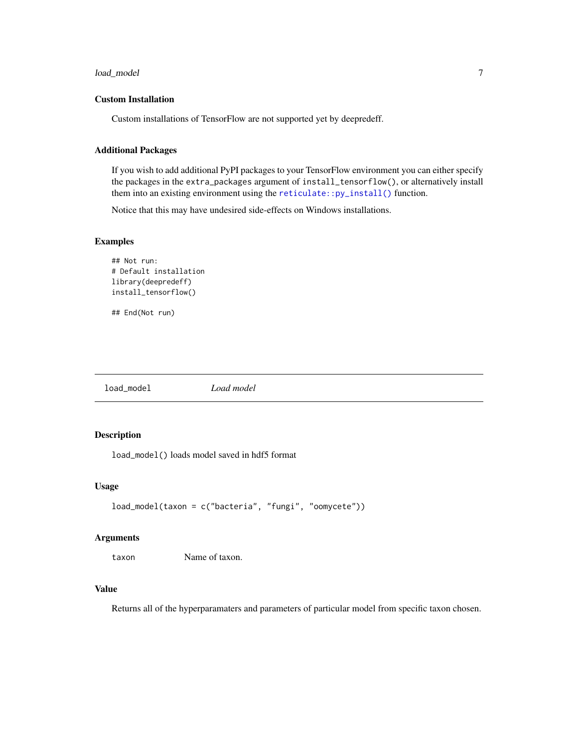### Custom Installation

Custom installations of TensorFlow are not supported yet by deepredeff.

### Additional Packages

If you wish to add additional PyPI packages to your TensorFlow environment you can either specify the packages in the `extra_packages` argument of `install_tensorflow()`, or alternatively install them into an existing environment using the `reticulate::py_install()` function.

Notice that this may have undesired side-effects on Windows installations.

### Examples

```
## Not run:
# Default installation
library(deepredeff)
install_tensorflow()

## End(Not run)
```

---

## load_model    *Load model*

---

### Description

`load_model()` loads model saved in hdf5 format

### Usage

```
load_model(taxon = c("bacteria", "fungi", "oomycete"))
```

### Arguments

| | |
|---|---|
| `taxon` | Name of taxon. |

### Value

Returns all of the hyperparamaters and parameters of particular model from specific taxon chosen.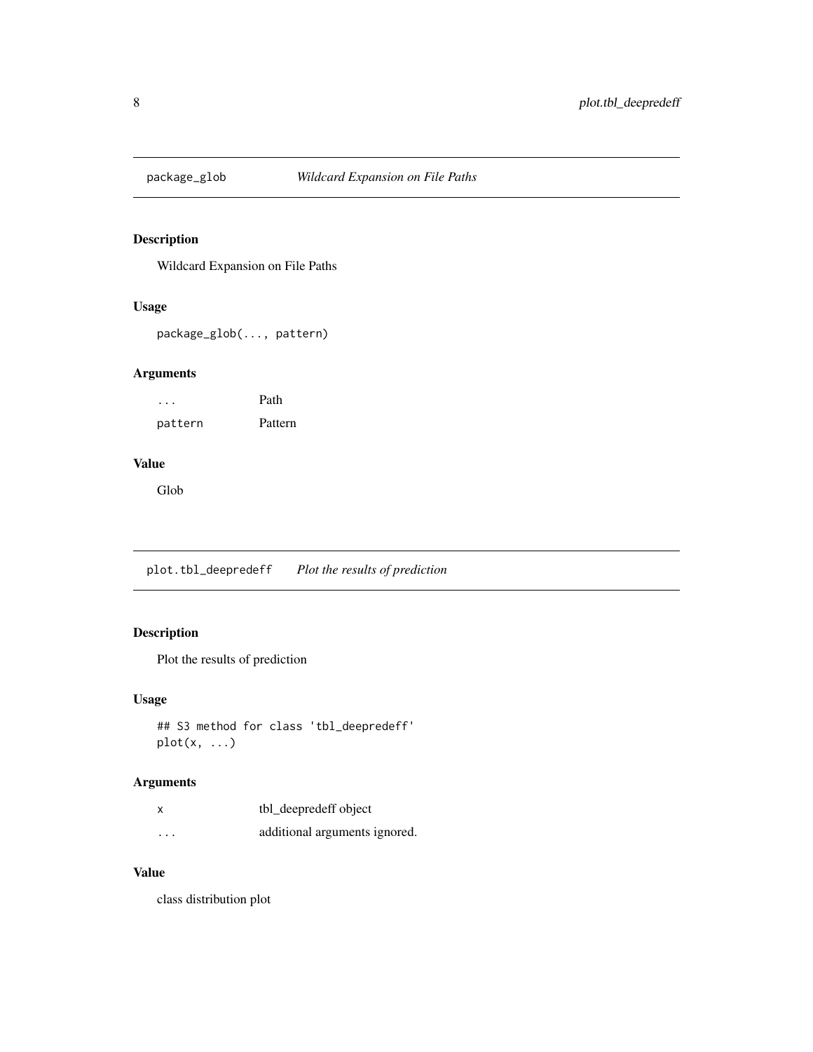## package_glob — *Wildcard Expansion on File Paths*

### Description

Wildcard Expansion on File Paths

### Usage

```
package_glob(..., pattern)
```

### Arguments

| | |
|---|---|
| `...` | Path |
| `pattern` | Pattern |

### Value

Glob

## plot.tbl_deepredeff — *Plot the results of prediction*

### Description

Plot the results of prediction

### Usage

```
## S3 method for class 'tbl_deepredeff'
plot(x, ...)
```

### Arguments

| | |
|---|---|
| `x` | tbl_deepredeff object |
| `...` | additional arguments ignored. |

### Value

class distribution plot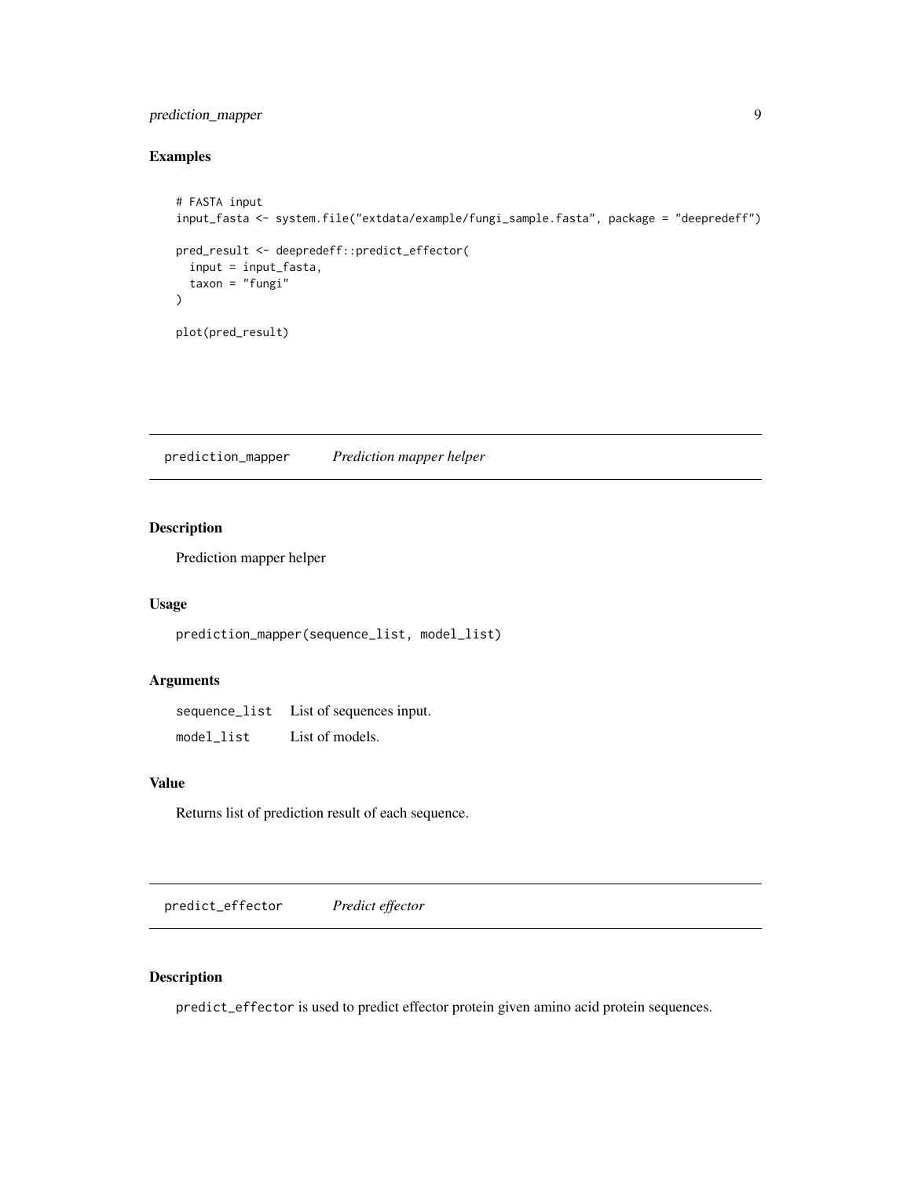## Examples

```
# FASTA input
input_fasta <- system.file("extdata/example/fungi_sample.fasta", package = "deepredeff")

pred_result <- deepredeff::predict_effector(
  input = input_fasta,
  taxon = "fungi"
)

plot(pred_result)
```

---

# prediction_mapper *Prediction mapper helper*

---

## Description

Prediction mapper helper

## Usage

```
prediction_mapper(sequence_list, model_list)
```

## Arguments

| | |
|---|---|
| sequence_list | List of sequences input. |
| model_list | List of models. |

## Value

Returns list of prediction result of each sequence.

---

# predict_effector *Predict effector*

---

## Description

`predict_effector` is used to predict effector protein given amino acid protein sequences.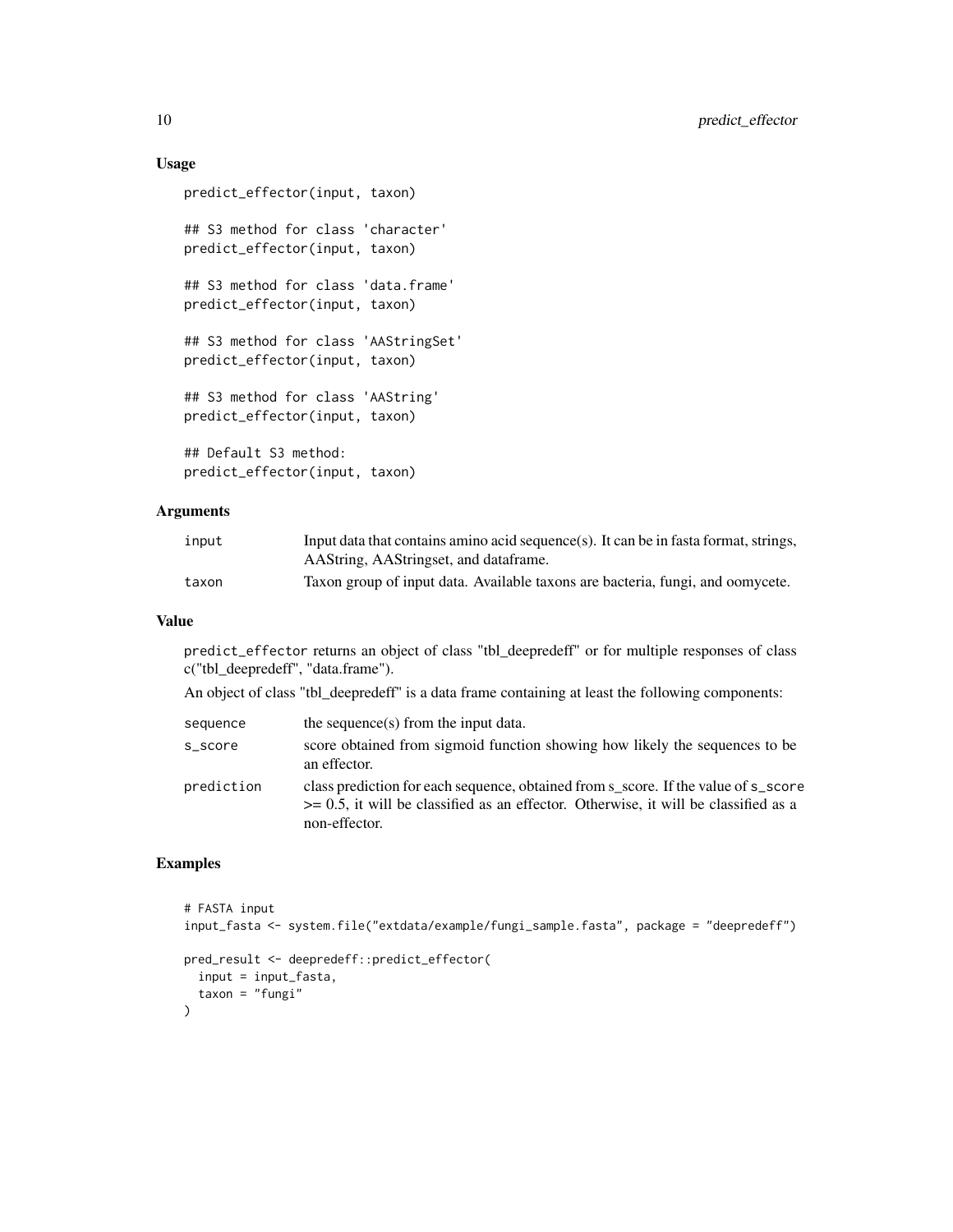## Usage

```
predict_effector(input, taxon)

## S3 method for class 'character'
predict_effector(input, taxon)

## S3 method for class 'data.frame'
predict_effector(input, taxon)

## S3 method for class 'AAStringSet'
predict_effector(input, taxon)

## S3 method for class 'AAString'
predict_effector(input, taxon)

## Default S3 method:
predict_effector(input, taxon)
```

## Arguments

| | |
|---|---|
| `input` | Input data that contains amino acid sequence(s). It can be in fasta format, strings, AAString, AAStringset, and dataframe. |
| `taxon` | Taxon group of input data. Available taxons are bacteria, fungi, and oomycete. |

## Value

`predict_effector` returns an object of class "tbl_deepredeff" or for multiple responses of class c("tbl_deepredeff", "data.frame").

An object of class "tbl_deepredeff" is a data frame containing at least the following components:

| | |
|---|---|
| `sequence` | the sequence(s) from the input data. |
| `s_score` | score obtained from sigmoid function showing how likely the sequences to be an effector. |
| `prediction` | class prediction for each sequence, obtained from s_score. If the value of `s_score` >= 0.5, it will be classified as an effector. Otherwise, it will be classified as a non-effector. |

## Examples

```
# FASTA input
input_fasta <- system.file("extdata/example/fungi_sample.fasta", package = "deepredeff")

pred_result <- deepredeff::predict_effector(
  input = input_fasta,
  taxon = "fungi"
)
```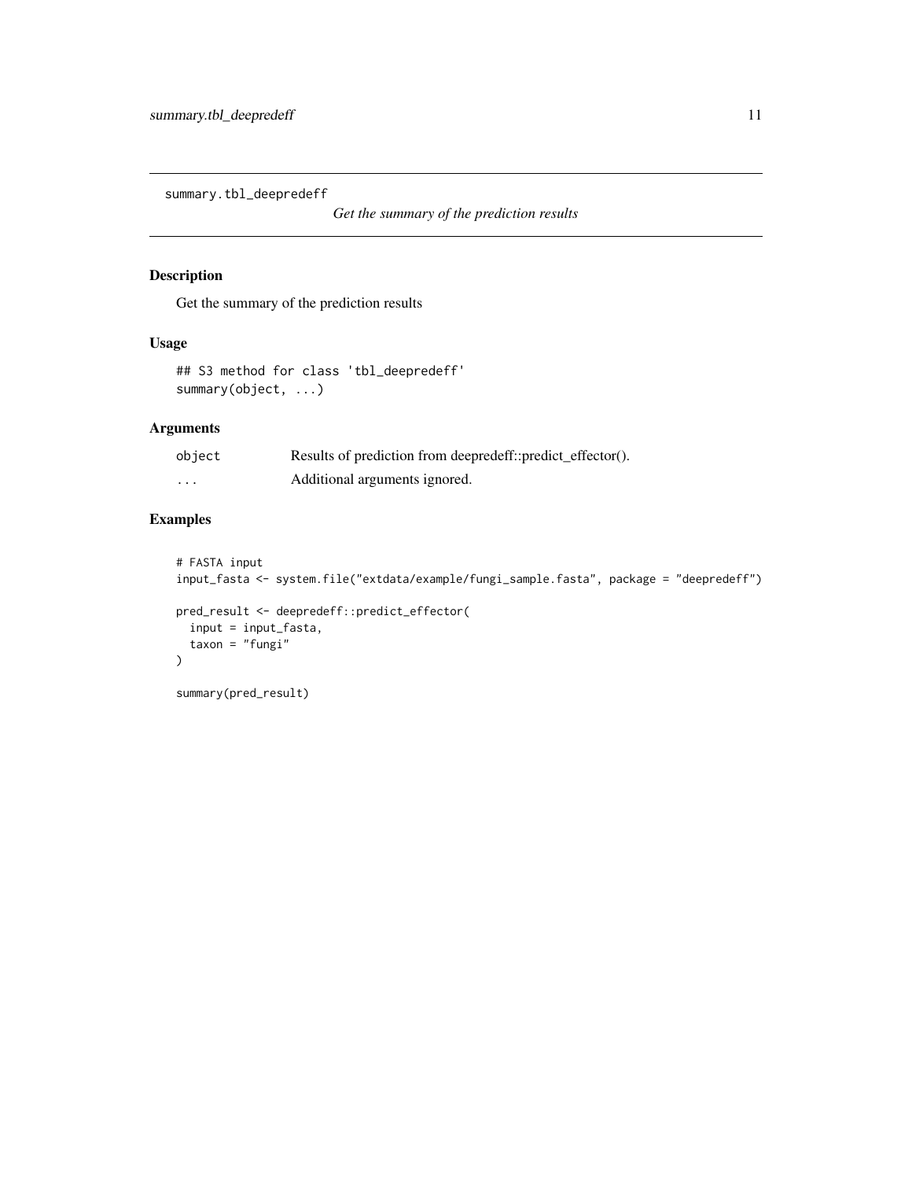# summary.tbl_deepredeff

*Get the summary of the prediction results*

## Description

Get the summary of the prediction results

## Usage

```
## S3 method for class 'tbl_deepredeff'
summary(object, ...)
```

## Arguments

| | |
|---|---|
| object | Results of prediction from deepredeff::predict_effector(). |
| ... | Additional arguments ignored. |

## Examples

```
# FASTA input
input_fasta <- system.file("extdata/example/fungi_sample.fasta", package = "deepredeff")

pred_result <- deepredeff::predict_effector(
  input = input_fasta,
  taxon = "fungi"
)

summary(pred_result)
```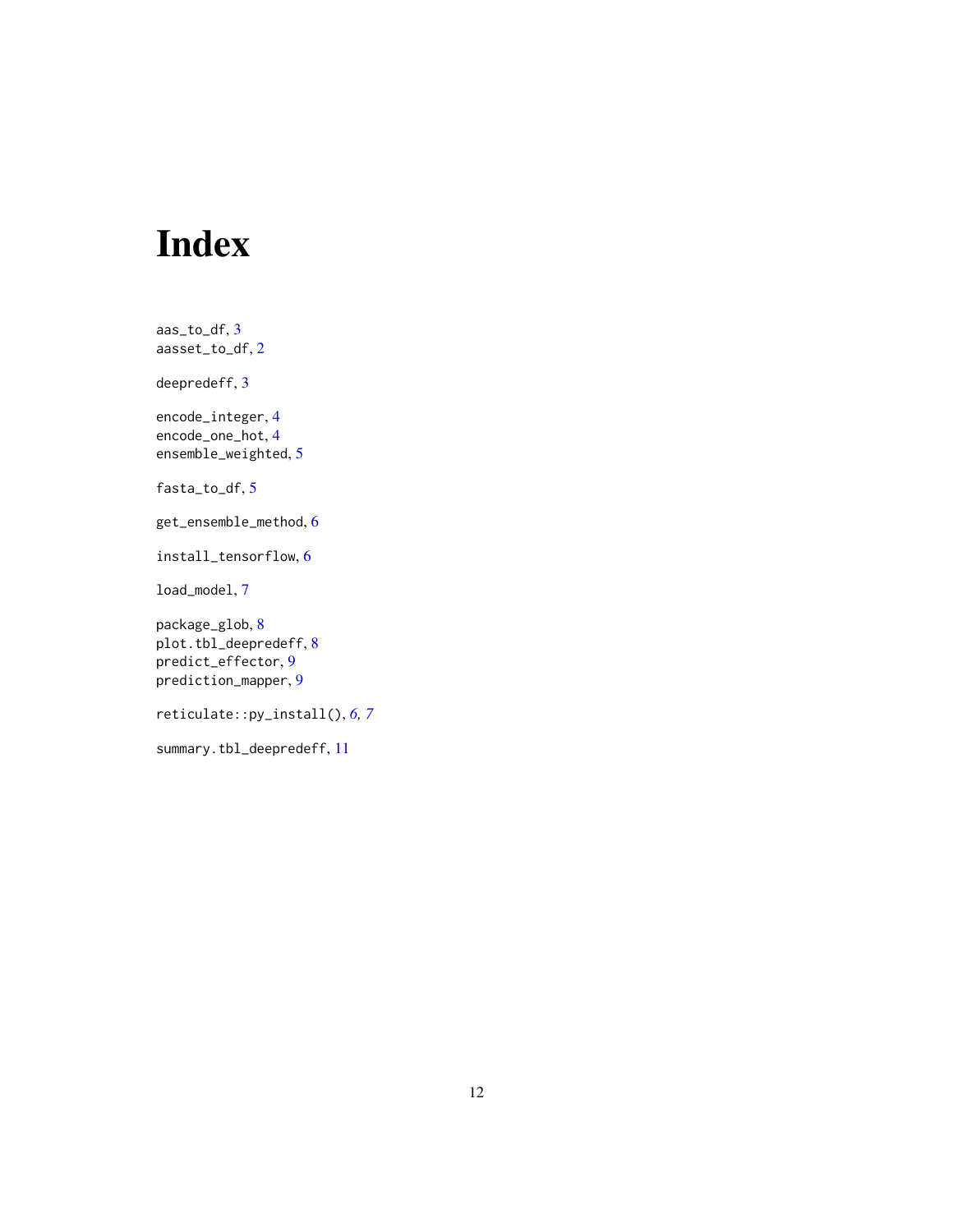# Index

aas_to_df, 3
aasset_to_df, 2

deepredeff, 3

encode_integer, 4
encode_one_hot, 4
ensemble_weighted, 5

fasta_to_df, 5

get_ensemble_method, 6

install_tensorflow, 6

load_model, 7

package_glob, 8
plot.tbl_deepredeff, 8
predict_effector, 9
prediction_mapper, 9

reticulate::py_install(), *6, 7*

summary.tbl_deepredeff, 11